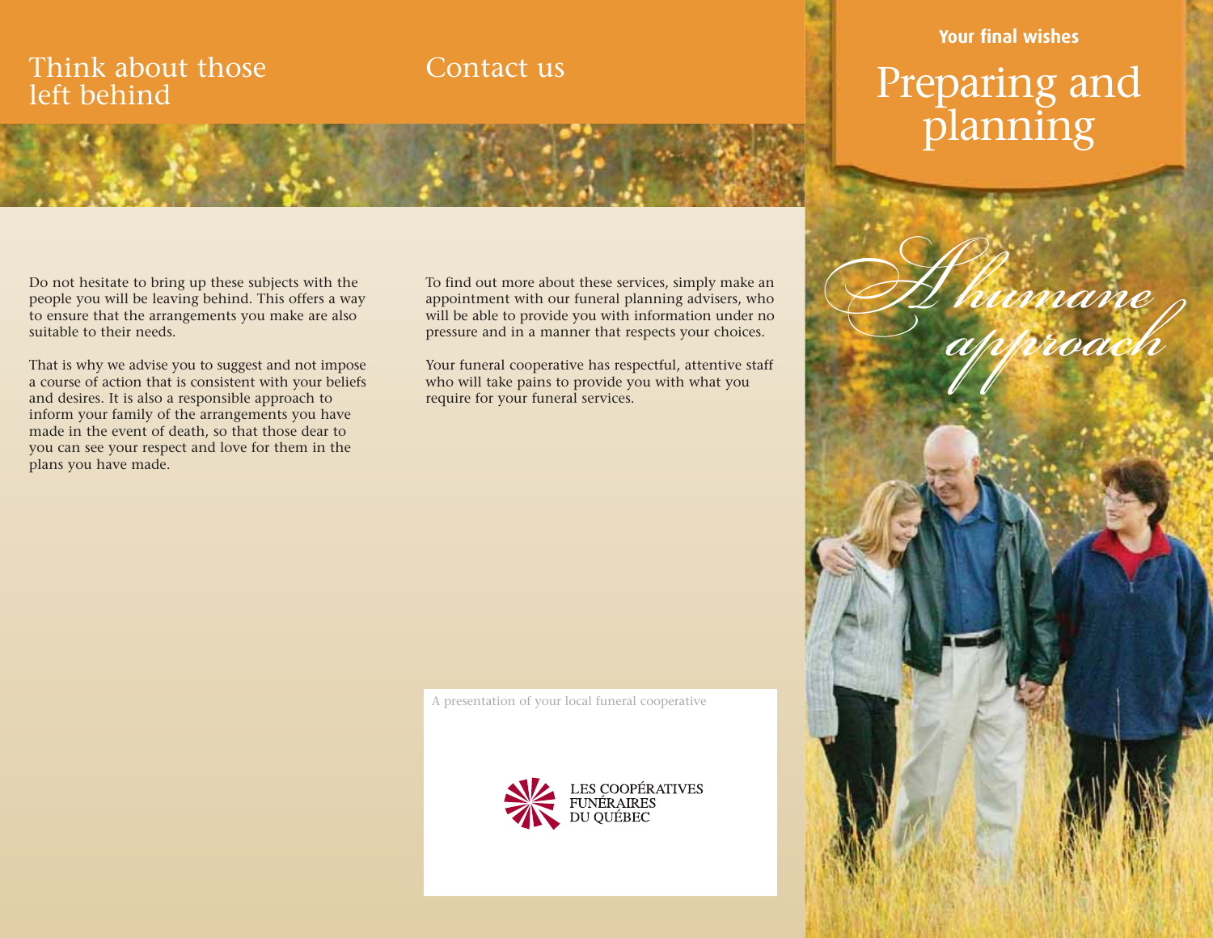## Think about those left behind

Do not hesitate to bring up these subjects with the people you will be leaving behind. This offers a way to ensure that the arrangements you make are also suitable to their needs.

That is why we advise you to suggest and not impose a course of action that is consistent with your beliefs and desires. It is also a responsible approach to inform your family of the arrangements you have made in the event of death, so that those dear to you can see your respect and love for them in the plans you have made.

## Contact us

To find out more about these services, simply make an appointment with our funeral planning advisers, who will be able to provide you with information under no pressure and in a manner that respects your choices.

Your funeral cooperative has respectful, attentive staff who will take pains to provide you with what you require for your funeral services.

A presentation of your local funeral cooperative

LES COOPÉRATIVES FUNÉRAIRES DU QUÉBEC

**Your final wishes**

# Preparing and planning

*A humane approach*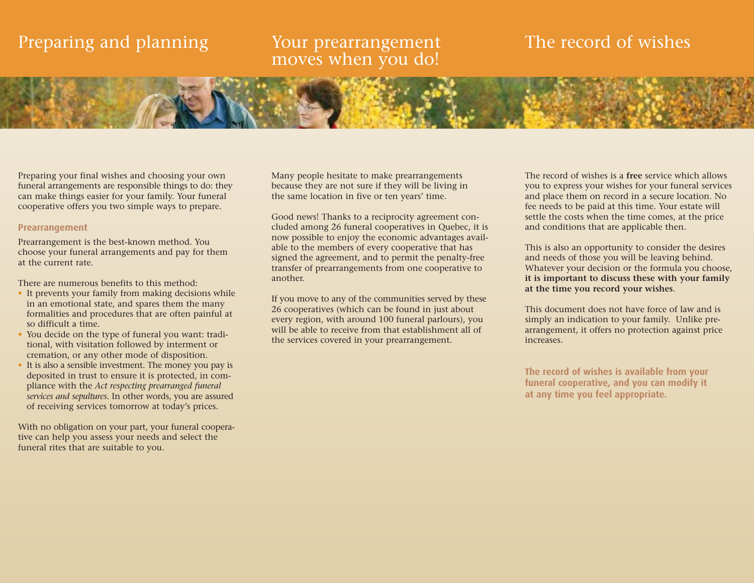# Preparing and planning

Preparing your final wishes and choosing your own funeral arrangements are responsible things to do: they can make things easier for your family. Your funeral cooperative offers you two simple ways to prepare.

### Prearrangement

Prearrangement is the best-known method. You choose your funeral arrangements and pay for them at the current rate.

There are numerous benefits to this method:

- It prevents your family from making decisions while in an emotional state, and spares them the many formalities and procedures that are often painful at so difficult a time.
- You decide on the type of funeral you want: traditional, with visitation followed by interment or cremation, or any other mode of disposition.
- It is also a sensible investment. The money you pay is deposited in trust to ensure it is protected, in compliance with the *Act respecting prearranged funeral services and sepultures*. In other words, you are assured of receiving services tomorrow at today's prices.

With no obligation on your part, your funeral cooperative can help you assess your needs and select the funeral rites that are suitable to you.

# Your prearrangement moves when you do!

Many people hesitate to make prearrangements because they are not sure if they will be living in the same location in five or ten years' time.

Good news! Thanks to a reciprocity agreement concluded among 26 funeral cooperatives in Quebec, it is now possible to enjoy the economic advantages available to the members of every cooperative that has signed the agreement, and to permit the penalty-free transfer of prearrangements from one cooperative to another.

If you move to any of the communities served by these 26 cooperatives (which can be found in just about every region, with around 100 funeral parlours), you will be able to receive from that establishment all of the services covered in your prearrangement.

# The record of wishes

The record of wishes is a **free** service which allows you to express your wishes for your funeral services and place them on record in a secure location. No fee needs to be paid at this time. Your estate will settle the costs when the time comes, at the price and conditions that are applicable then.

This is also an opportunity to consider the desires and needs of those you will be leaving behind. Whatever your decision or the formula you choose, **it is important to discuss these with your family at the time you record your wishes**.

This document does not have force of law and is simply an indication to your family. Unlike prearrangement, it offers no protection against price increases.

**The record of wishes is available from your funeral cooperative, and you can modify it at any time you feel appropriate.**